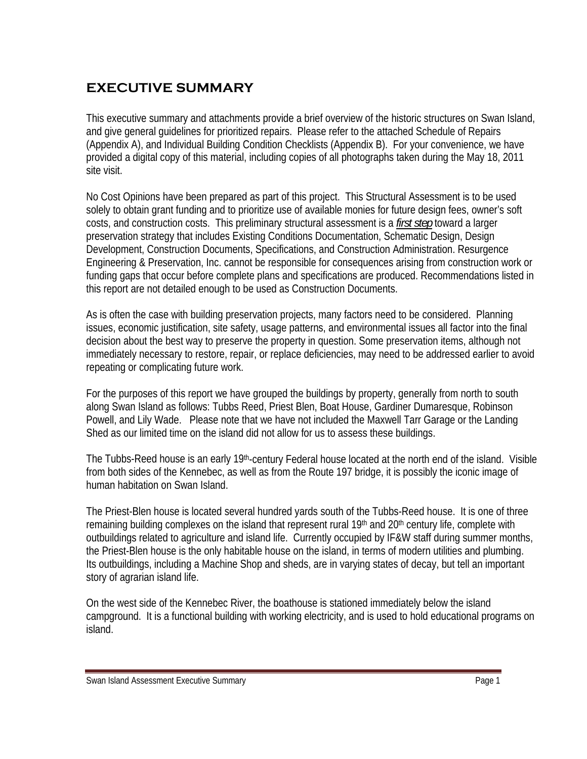# EXECUTIVE SUMMARY

This executive summary and attachments provide a brief overview of the historic structures on Swan Island, and give general guidelines for prioritized repairs. Please refer to the attached Schedule of Repairs (Appendix A), and Individual Building Condition Checklists (Appendix B). For your convenience, we have provided a digital copy of this material, including copies of all photographs taken during the May 18, 2011 site visit.

No Cost Opinions have been prepared as part of this project. This Structural Assessment is to be used solely to obtain grant funding and to prioritize use of available monies for future design fees, owner's soft costs, and construction costs. This preliminary structural assessment is a ***first step*** toward a larger preservation strategy that includes Existing Conditions Documentation, Schematic Design, Design Development, Construction Documents, Specifications, and Construction Administration. Resurgence Engineering & Preservation, Inc. cannot be responsible for consequences arising from construction work or funding gaps that occur before complete plans and specifications are produced. Recommendations listed in this report are not detailed enough to be used as Construction Documents.

As is often the case with building preservation projects, many factors need to be considered. Planning issues, economic justification, site safety, usage patterns, and environmental issues all factor into the final decision about the best way to preserve the property in question. Some preservation items, although not immediately necessary to restore, repair, or replace deficiencies, may need to be addressed earlier to avoid repeating or complicating future work.

For the purposes of this report we have grouped the buildings by property, generally from north to south along Swan Island as follows: Tubbs Reed, Priest Blen, Boat House, Gardiner Dumaresque, Robinson Powell, and Lily Wade. Please note that we have not included the Maxwell Tarr Garage or the Landing Shed as our limited time on the island did not allow for us to assess these buildings.

The Tubbs-Reed house is an early 19th-century Federal house located at the north end of the island. Visible from both sides of the Kennebec, as well as from the Route 197 bridge, it is possibly the iconic image of human habitation on Swan Island.

The Priest-Blen house is located several hundred yards south of the Tubbs-Reed house. It is one of three remaining building complexes on the island that represent rural 19th and 20th century life, complete with outbuildings related to agriculture and island life. Currently occupied by IF&W staff during summer months, the Priest-Blen house is the only habitable house on the island, in terms of modern utilities and plumbing. Its outbuildings, including a Machine Shop and sheds, are in varying states of decay, but tell an important story of agrarian island life.

On the west side of the Kennebec River, the boathouse is stationed immediately below the island campground. It is a functional building with working electricity, and is used to hold educational programs on island.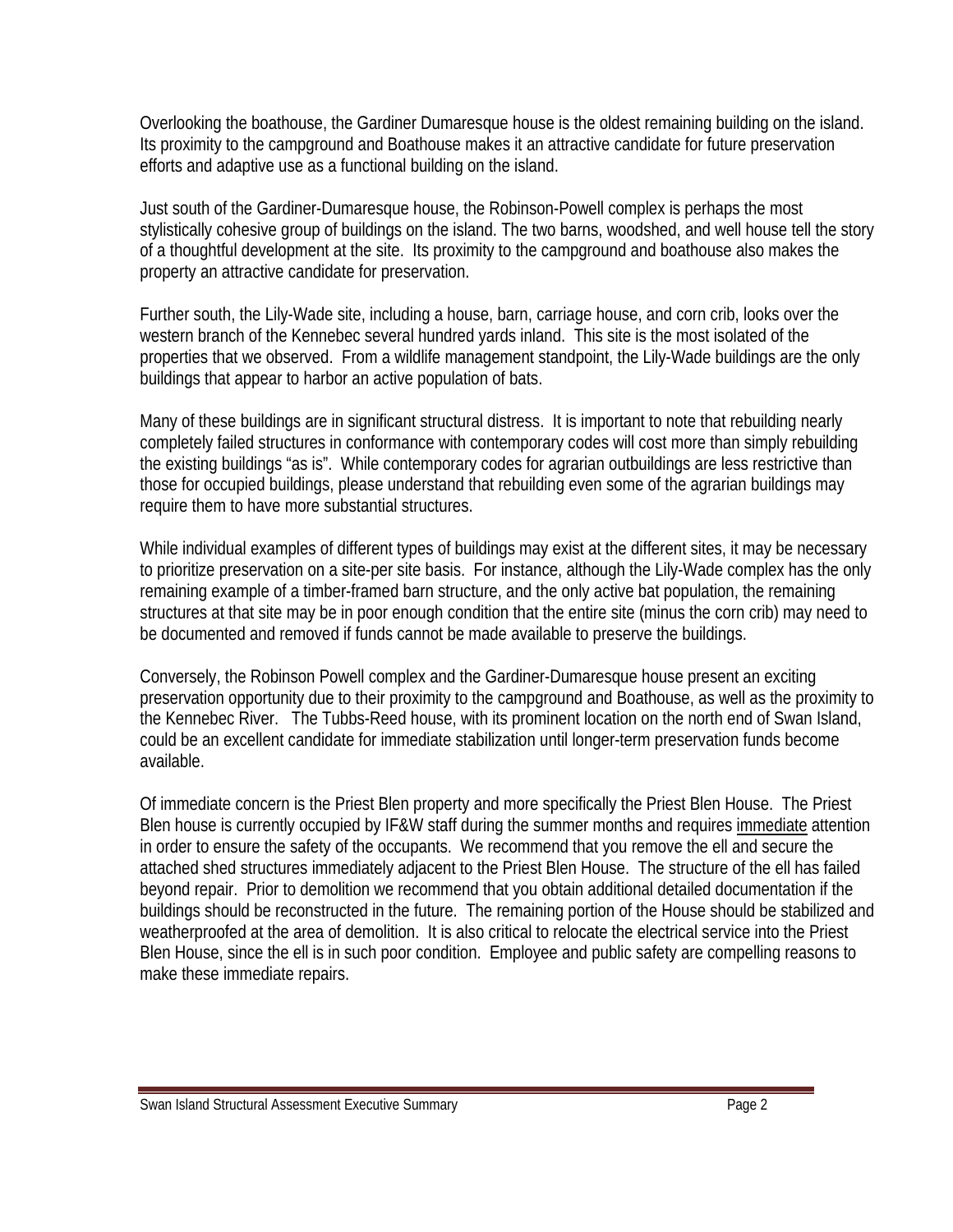Overlooking the boathouse, the Gardiner Dumaresque house is the oldest remaining building on the island. Its proximity to the campground and Boathouse makes it an attractive candidate for future preservation efforts and adaptive use as a functional building on the island.

Just south of the Gardiner-Dumaresque house, the Robinson-Powell complex is perhaps the most stylistically cohesive group of buildings on the island. The two barns, woodshed, and well house tell the story of a thoughtful development at the site. Its proximity to the campground and boathouse also makes the property an attractive candidate for preservation.

Further south, the Lily-Wade site, including a house, barn, carriage house, and corn crib, looks over the western branch of the Kennebec several hundred yards inland. This site is the most isolated of the properties that we observed. From a wildlife management standpoint, the Lily-Wade buildings are the only buildings that appear to harbor an active population of bats.

Many of these buildings are in significant structural distress. It is important to note that rebuilding nearly completely failed structures in conformance with contemporary codes will cost more than simply rebuilding the existing buildings "as is". While contemporary codes for agrarian outbuildings are less restrictive than those for occupied buildings, please understand that rebuilding even some of the agrarian buildings may require them to have more substantial structures.

While individual examples of different types of buildings may exist at the different sites, it may be necessary to prioritize preservation on a site-per site basis. For instance, although the Lily-Wade complex has the only remaining example of a timber-framed barn structure, and the only active bat population, the remaining structures at that site may be in poor enough condition that the entire site (minus the corn crib) may need to be documented and removed if funds cannot be made available to preserve the buildings.

Conversely, the Robinson Powell complex and the Gardiner-Dumaresque house present an exciting preservation opportunity due to their proximity to the campground and Boathouse, as well as the proximity to the Kennebec River. The Tubbs-Reed house, with its prominent location on the north end of Swan Island, could be an excellent candidate for immediate stabilization until longer-term preservation funds become available.

Of immediate concern is the Priest Blen property and more specifically the Priest Blen House. The Priest Blen house is currently occupied by IF&W staff during the summer months and requires immediate attention in order to ensure the safety of the occupants. We recommend that you remove the ell and secure the attached shed structures immediately adjacent to the Priest Blen House. The structure of the ell has failed beyond repair. Prior to demolition we recommend that you obtain additional detailed documentation if the buildings should be reconstructed in the future. The remaining portion of the House should be stabilized and weatherproofed at the area of demolition. It is also critical to relocate the electrical service into the Priest Blen House, since the ell is in such poor condition. Employee and public safety are compelling reasons to make these immediate repairs.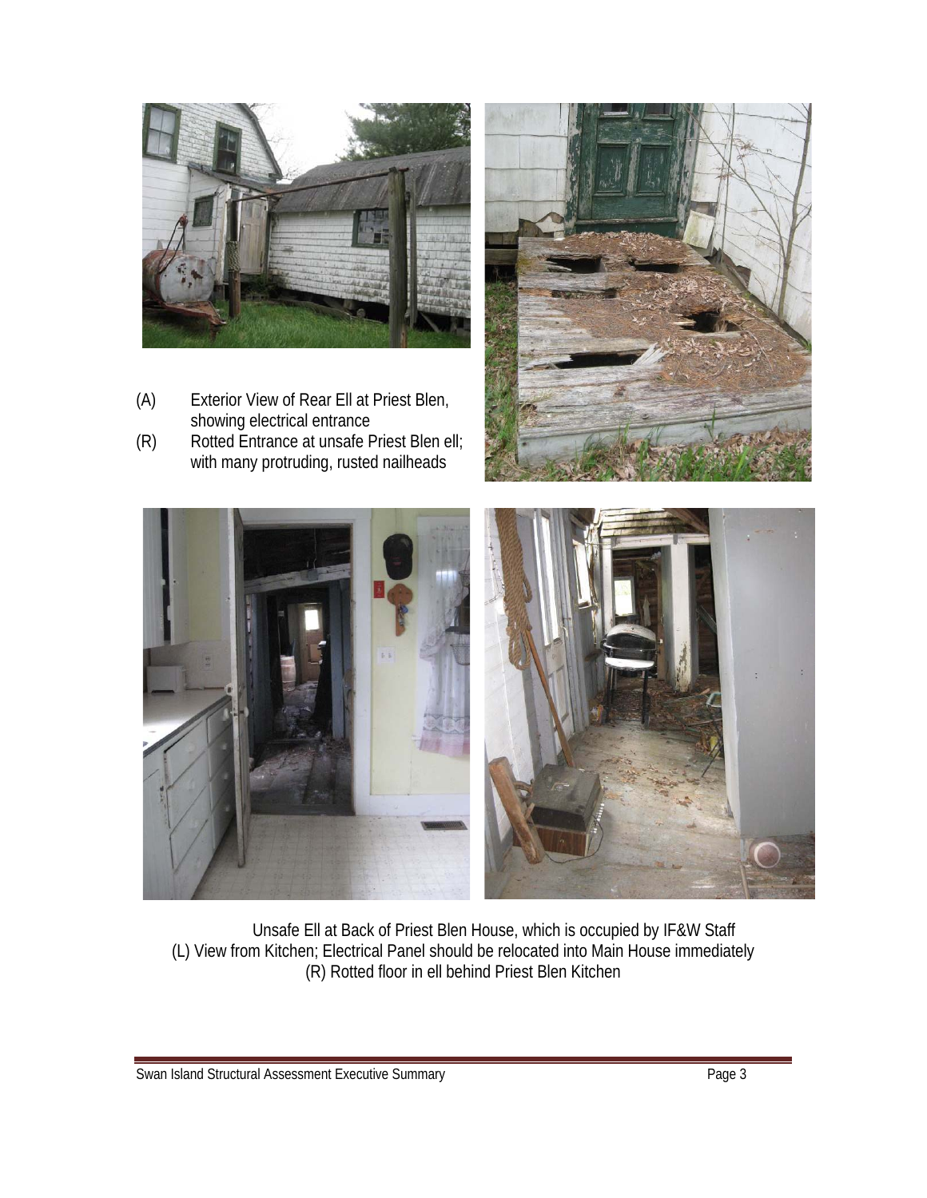(A) Exterior View of Rear Ell at Priest Blen, showing electrical entrance

(R) Rotted Entrance at unsafe Priest Blen ell; with many protruding, rusted nailheads

Unsafe Ell at Back of Priest Blen House, which is occupied by IF&W Staff

(L) View from Kitchen; Electrical Panel should be relocated into Main House immediately

(R) Rotted floor in ell behind Priest Blen Kitchen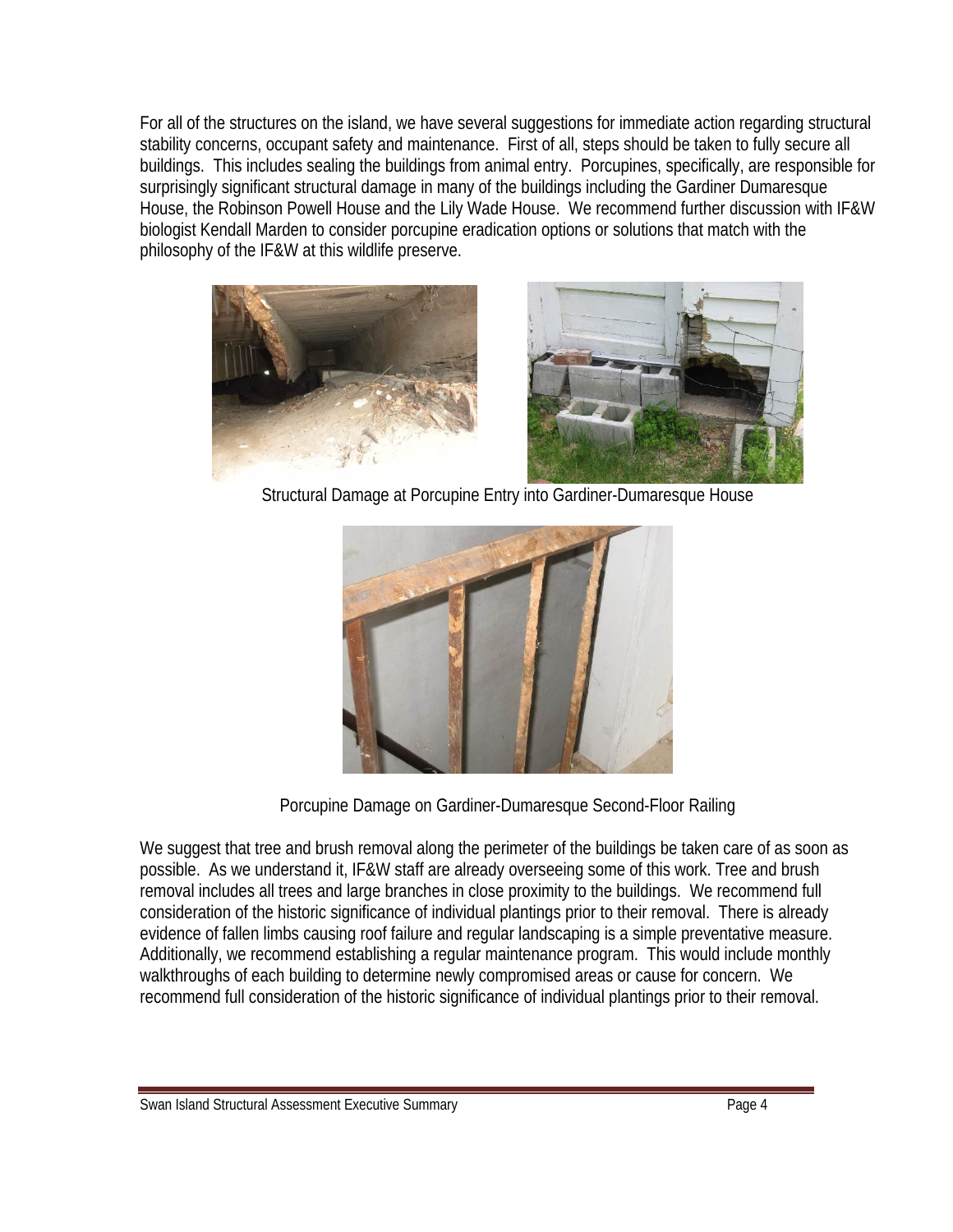For all of the structures on the island, we have several suggestions for immediate action regarding structural stability concerns, occupant safety and maintenance. First of all, steps should be taken to fully secure all buildings. This includes sealing the buildings from animal entry. Porcupines, specifically, are responsible for surprisingly significant structural damage in many of the buildings including the Gardiner Dumaresque House, the Robinson Powell House and the Lily Wade House. We recommend further discussion with IF&W biologist Kendall Marden to consider porcupine eradication options or solutions that match with the philosophy of the IF&W at this wildlife preserve.

Structural Damage at Porcupine Entry into Gardiner-Dumaresque House

Porcupine Damage on Gardiner-Dumaresque Second-Floor Railing

We suggest that tree and brush removal along the perimeter of the buildings be taken care of as soon as possible. As we understand it, IF&W staff are already overseeing some of this work. Tree and brush removal includes all trees and large branches in close proximity to the buildings. We recommend full consideration of the historic significance of individual plantings prior to their removal. There is already evidence of fallen limbs causing roof failure and regular landscaping is a simple preventative measure. Additionally, we recommend establishing a regular maintenance program. This would include monthly walkthroughs of each building to determine newly compromised areas or cause for concern. We recommend full consideration of the historic significance of individual plantings prior to their removal.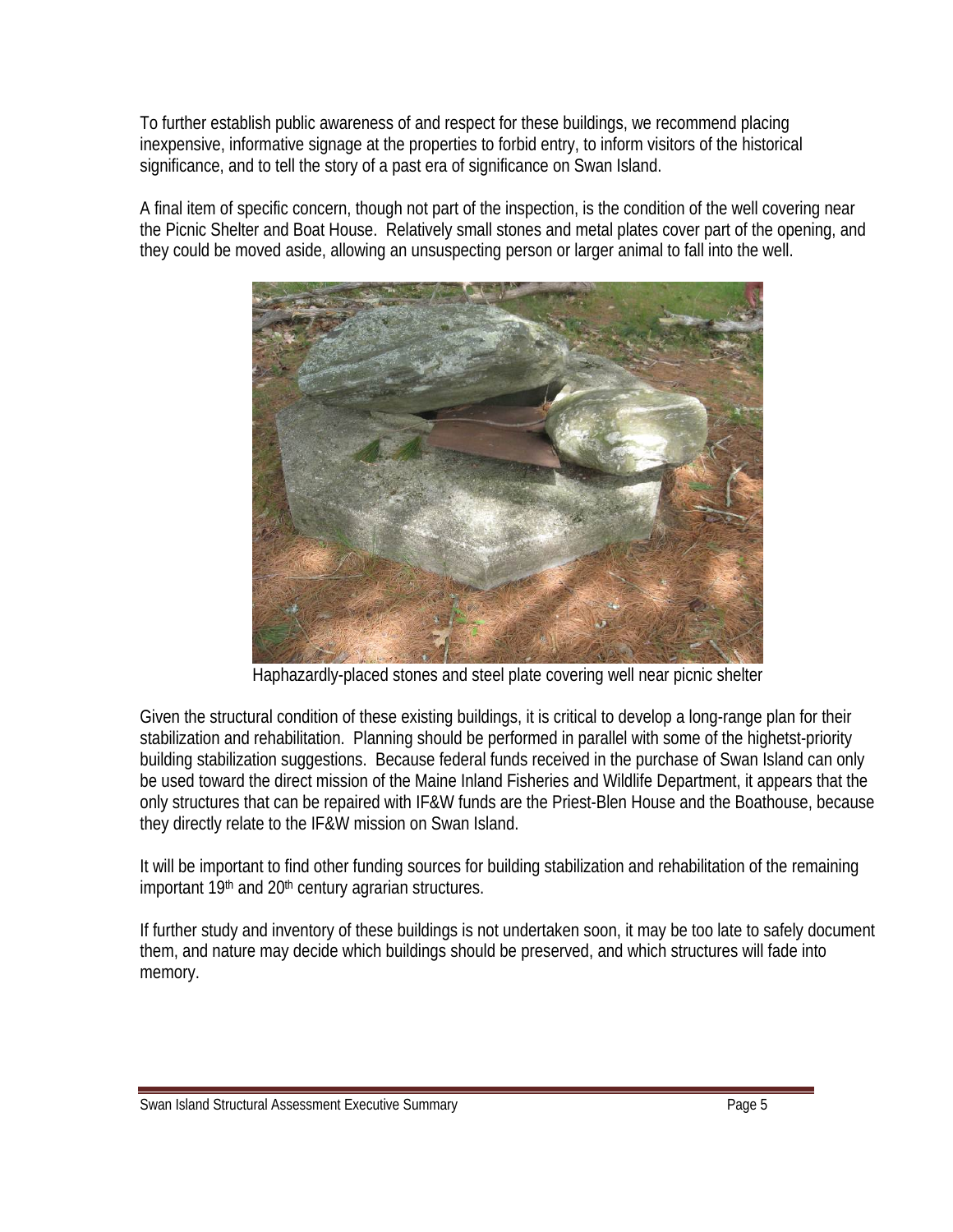To further establish public awareness of and respect for these buildings, we recommend placing inexpensive, informative signage at the properties to forbid entry, to inform visitors of the historical significance, and to tell the story of a past era of significance on Swan Island.

A final item of specific concern, though not part of the inspection, is the condition of the well covering near the Picnic Shelter and Boat House. Relatively small stones and metal plates cover part of the opening, and they could be moved aside, allowing an unsuspecting person or larger animal to fall into the well.

Haphazardly-placed stones and steel plate covering well near picnic shelter

Given the structural condition of these existing buildings, it is critical to develop a long-range plan for their stabilization and rehabilitation. Planning should be performed in parallel with some of the highetst-priority building stabilization suggestions. Because federal funds received in the purchase of Swan Island can only be used toward the direct mission of the Maine Inland Fisheries and Wildlife Department, it appears that the only structures that can be repaired with IF&W funds are the Priest-Blen House and the Boathouse, because they directly relate to the IF&W mission on Swan Island.

It will be important to find other funding sources for building stabilization and rehabilitation of the remaining important 19th and 20th century agrarian structures.

If further study and inventory of these buildings is not undertaken soon, it may be too late to safely document them, and nature may decide which buildings should be preserved, and which structures will fade into memory.